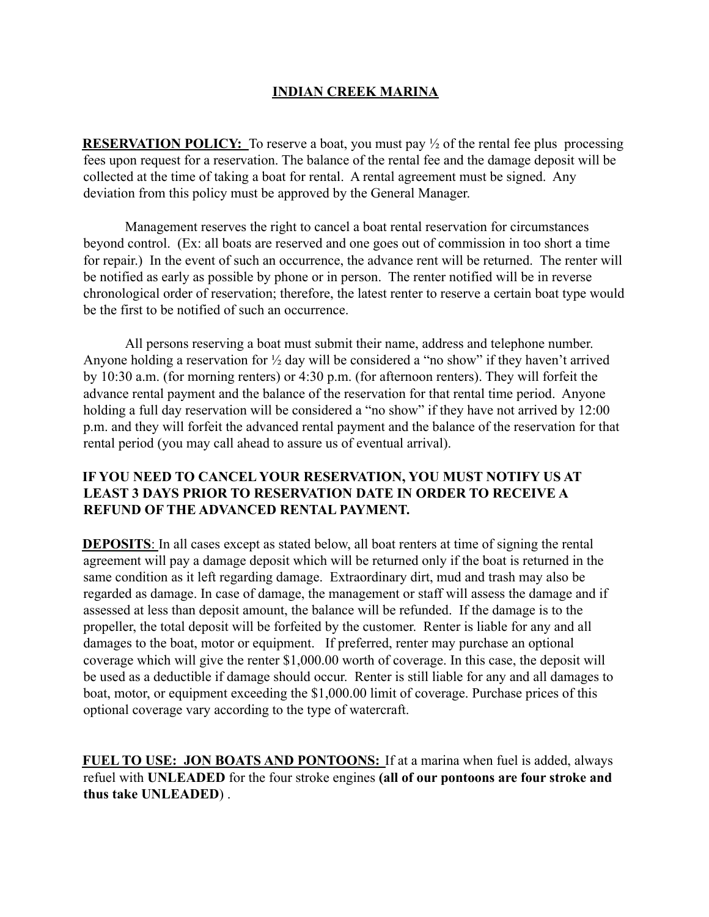# INDIAN CREEK MARINA

**RESERVATION POLICY:** To reserve a boat, you must pay ½ of the rental fee plus processing fees upon request for a reservation. The balance of the rental fee and the damage deposit will be collected at the time of taking a boat for rental. A rental agreement must be signed. Any deviation from this policy must be approved by the General Manager.

Management reserves the right to cancel a boat rental reservation for circumstances beyond control. (Ex: all boats are reserved and one goes out of commission in too short a time for repair.) In the event of such an occurrence, the advance rent will be returned. The renter will be notified as early as possible by phone or in person. The renter notified will be in reverse chronological order of reservation; therefore, the latest renter to reserve a certain boat type would be the first to be notified of such an occurrence.

All persons reserving a boat must submit their name, address and telephone number. Anyone holding a reservation for ½ day will be considered a "no show" if they haven't arrived by 10:30 a.m. (for morning renters) or 4:30 p.m. (for afternoon renters). They will forfeit the advance rental payment and the balance of the reservation for that rental time period. Anyone holding a full day reservation will be considered a "no show" if they have not arrived by 12:00 p.m. and they will forfeit the advanced rental payment and the balance of the reservation for that rental period (you may call ahead to assure us of eventual arrival).

**IF YOU NEED TO CANCEL YOUR RESERVATION, YOU MUST NOTIFY US AT LEAST 3 DAYS PRIOR TO RESERVATION DATE IN ORDER TO RECEIVE A REFUND OF THE ADVANCED RENTAL PAYMENT.**

**DEPOSITS**: In all cases except as stated below, all boat renters at time of signing the rental agreement will pay a damage deposit which will be returned only if the boat is returned in the same condition as it left regarding damage. Extraordinary dirt, mud and trash may also be regarded as damage. In case of damage, the management or staff will assess the damage and if assessed at less than deposit amount, the balance will be refunded. If the damage is to the propeller, the total deposit will be forfeited by the customer. Renter is liable for any and all damages to the boat, motor or equipment. If preferred, renter may purchase an optional coverage which will give the renter $1,000.00 worth of coverage. In this case, the deposit will be used as a deductible if damage should occur. Renter is still liable for any and all damages to boat, motor, or equipment exceeding the $1,000.00 limit of coverage. Purchase prices of this optional coverage vary according to the type of watercraft.

**FUEL TO USE: JON BOATS AND PONTOONS:** If at a marina when fuel is added, always refuel with **UNLEADED** for the four stroke engines **(all of our pontoons are four stroke and thus take UNLEADED)** .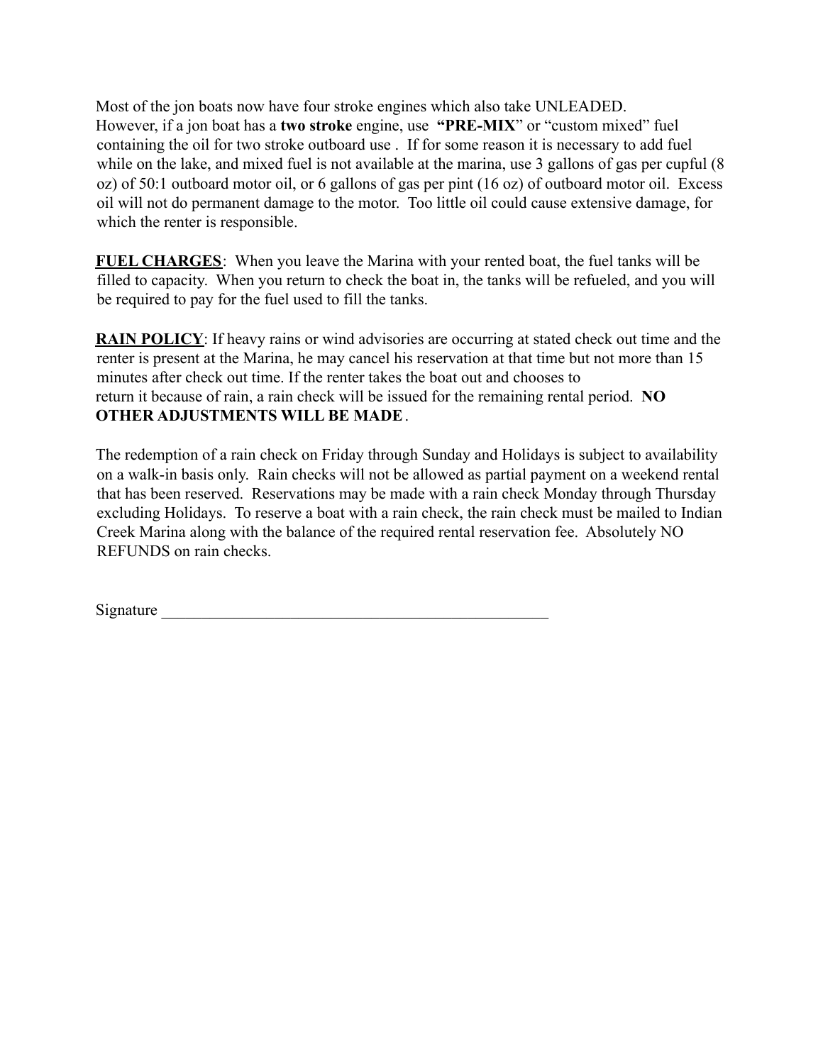Most of the jon boats now have four stroke engines which also take UNLEADED. However, if a jon boat has a **two stroke** engine, use **"PRE-MIX"** or "custom mixed" fuel containing the oil for two stroke outboard use . If for some reason it is necessary to add fuel while on the lake, and mixed fuel is not available at the marina, use 3 gallons of gas per cupful (8 oz) of 50:1 outboard motor oil, or 6 gallons of gas per pint (16 oz) of outboard motor oil. Excess oil will not do permanent damage to the motor. Too little oil could cause extensive damage, for which the renter is responsible.

**<u>FUEL CHARGES</u>**: When you leave the Marina with your rented boat, the fuel tanks will be filled to capacity. When you return to check the boat in, the tanks will be refueled, and you will be required to pay for the fuel used to fill the tanks.

**<u>RAIN POLICY</u>**: If heavy rains or wind advisories are occurring at stated check out time and the renter is present at the Marina, he may cancel his reservation at that time but not more than 15 minutes after check out time. If the renter takes the boat out and chooses to return it because of rain, a rain check will be issued for the remaining rental period. **NO OTHER ADJUSTMENTS WILL BE MADE**.

The redemption of a rain check on Friday through Sunday and Holidays is subject to availability on a walk-in basis only. Rain checks will not be allowed as partial payment on a weekend rental that has been reserved. Reservations may be made with a rain check Monday through Thursday excluding Holidays. To reserve a boat with a rain check, the rain check must be mailed to Indian Creek Marina along with the balance of the required rental reservation fee. Absolutely NO REFUNDS on rain checks.

Signature __________________________________________________